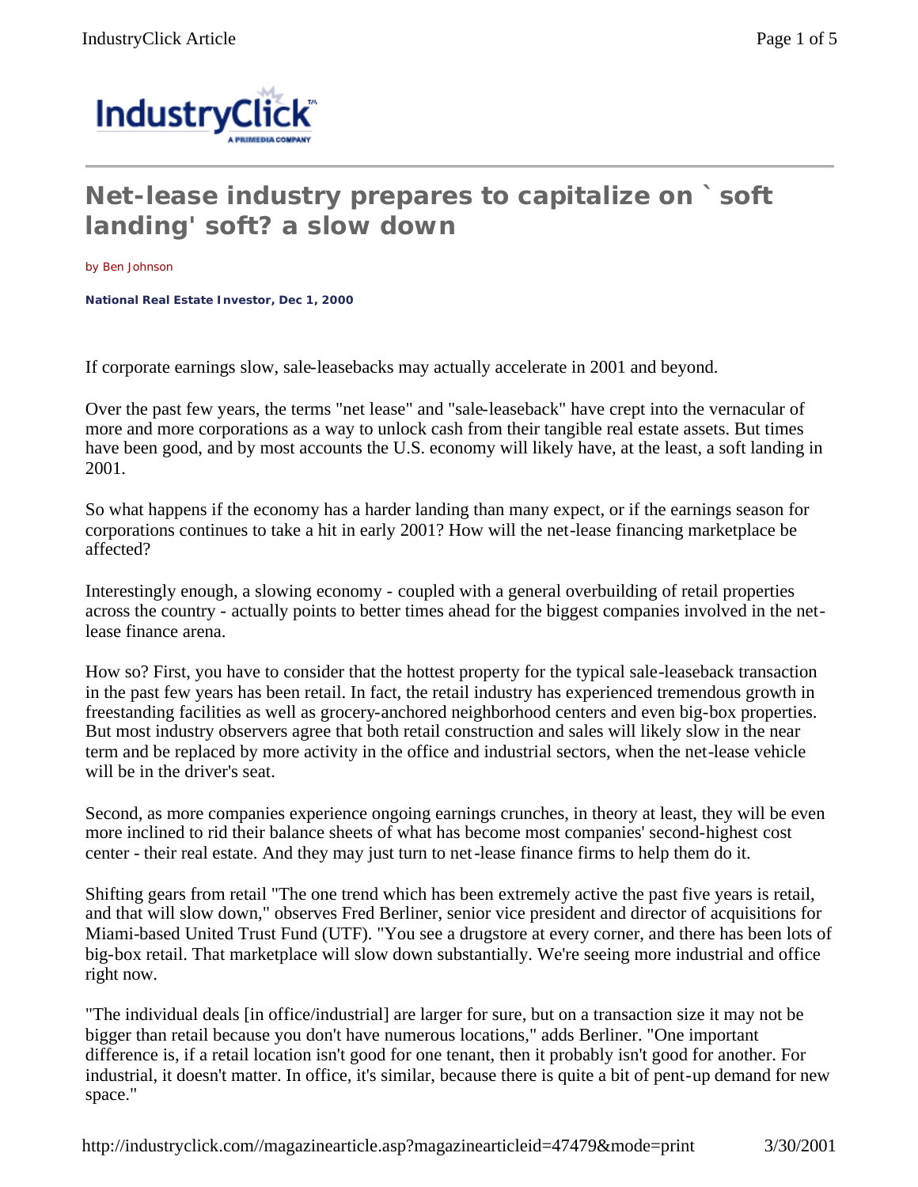# Net-lease industry prepares to capitalize on ` soft landing' soft? a slow down

by Ben Johnson

**National Real Estate Investor, Dec 1, 2000**

If corporate earnings slow, sale-leasebacks may actually accelerate in 2001 and beyond.

Over the past few years, the terms "net lease" and "sale-leaseback" have crept into the vernacular of more and more corporations as a way to unlock cash from their tangible real estate assets. But times have been good, and by most accounts the U.S. economy will likely have, at the least, a soft landing in 2001.

So what happens if the economy has a harder landing than many expect, or if the earnings season for corporations continues to take a hit in early 2001? How will the net-lease financing marketplace be affected?

Interestingly enough, a slowing economy - coupled with a general overbuilding of retail properties across the country - actually points to better times ahead for the biggest companies involved in the net-lease finance arena.

How so? First, you have to consider that the hottest property for the typical sale-leaseback transaction in the past few years has been retail. In fact, the retail industry has experienced tremendous growth in freestanding facilities as well as grocery-anchored neighborhood centers and even big-box properties. But most industry observers agree that both retail construction and sales will likely slow in the near term and be replaced by more activity in the office and industrial sectors, when the net-lease vehicle will be in the driver's seat.

Second, as more companies experience ongoing earnings crunches, in theory at least, they will be even more inclined to rid their balance sheets of what has become most companies' second-highest cost center - their real estate. And they may just turn to net-lease finance firms to help them do it.

Shifting gears from retail "The one trend which has been extremely active the past five years is retail, and that will slow down," observes Fred Berliner, senior vice president and director of acquisitions for Miami-based United Trust Fund (UTF). "You see a drugstore at every corner, and there has been lots of big-box retail. That marketplace will slow down substantially. We're seeing more industrial and office right now.

"The individual deals [in office/industrial] are larger for sure, but on a transaction size it may not be bigger than retail because you don't have numerous locations," adds Berliner. "One important difference is, if a retail location isn't good for one tenant, then it probably isn't good for another. For industrial, it doesn't matter. In office, it's similar, because there is quite a bit of pent-up demand for new space."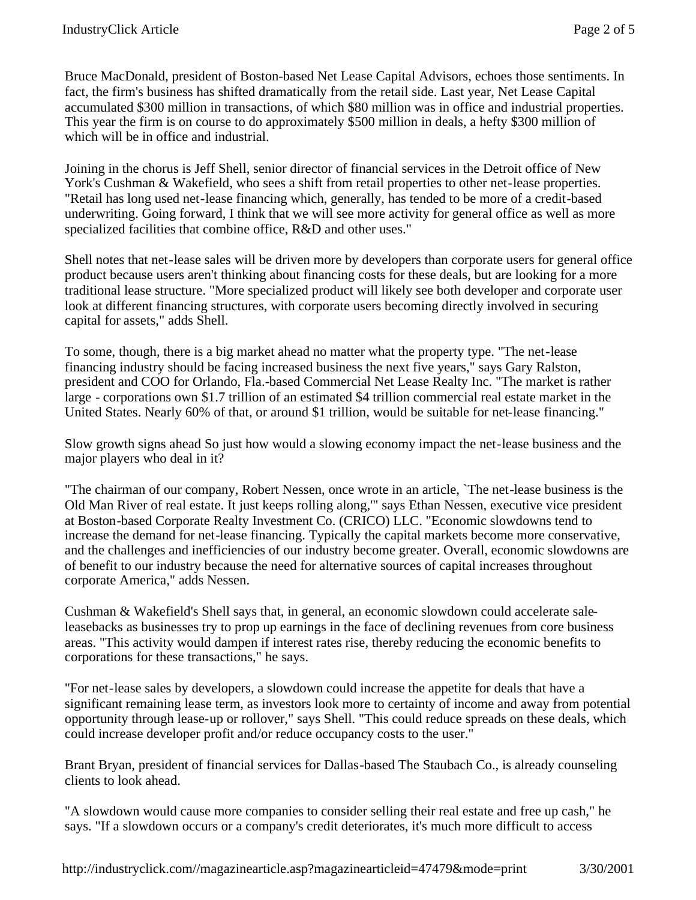Bruce MacDonald, president of Boston-based Net Lease Capital Advisors, echoes those sentiments. In fact, the firm's business has shifted dramatically from the retail side. Last year, Net Lease Capital accumulated $300 million in transactions, of which $80 million was in office and industrial properties. This year the firm is on course to do approximately $500 million in deals, a hefty $300 million of which will be in office and industrial.

Joining in the chorus is Jeff Shell, senior director of financial services in the Detroit office of New York's Cushman & Wakefield, who sees a shift from retail properties to other net-lease properties. "Retail has long used net-lease financing which, generally, has tended to be more of a credit-based underwriting. Going forward, I think that we will see more activity for general office as well as more specialized facilities that combine office, R&D and other uses."

Shell notes that net-lease sales will be driven more by developers than corporate users for general office product because users aren't thinking about financing costs for these deals, but are looking for a more traditional lease structure. "More specialized product will likely see both developer and corporate user look at different financing structures, with corporate users becoming directly involved in securing capital for assets," adds Shell.

To some, though, there is a big market ahead no matter what the property type. "The net-lease financing industry should be facing increased business the next five years," says Gary Ralston, president and COO for Orlando, Fla.-based Commercial Net Lease Realty Inc. "The market is rather large - corporations own $1.7 trillion of an estimated $4 trillion commercial real estate market in the United States. Nearly 60% of that, or around $1 trillion, would be suitable for net-lease financing."

Slow growth signs ahead So just how would a slowing economy impact the net-lease business and the major players who deal in it?

"The chairman of our company, Robert Nessen, once wrote in an article, `The net-lease business is the Old Man River of real estate. It just keeps rolling along,'" says Ethan Nessen, executive vice president at Boston-based Corporate Realty Investment Co. (CRICO) LLC. "Economic slowdowns tend to increase the demand for net-lease financing. Typically the capital markets become more conservative, and the challenges and inefficiencies of our industry become greater. Overall, economic slowdowns are of benefit to our industry because the need for alternative sources of capital increases throughout corporate America," adds Nessen.

Cushman & Wakefield's Shell says that, in general, an economic slowdown could accelerate sale-leasebacks as businesses try to prop up earnings in the face of declining revenues from core business areas. "This activity would dampen if interest rates rise, thereby reducing the economic benefits to corporations for these transactions," he says.

"For net-lease sales by developers, a slowdown could increase the appetite for deals that have a significant remaining lease term, as investors look more to certainty of income and away from potential opportunity through lease-up or rollover," says Shell. "This could reduce spreads on these deals, which could increase developer profit and/or reduce occupancy costs to the user."

Brant Bryan, president of financial services for Dallas-based The Staubach Co., is already counseling clients to look ahead.

"A slowdown would cause more companies to consider selling their real estate and free up cash," he says. "If a slowdown occurs or a company's credit deteriorates, it's much more difficult to access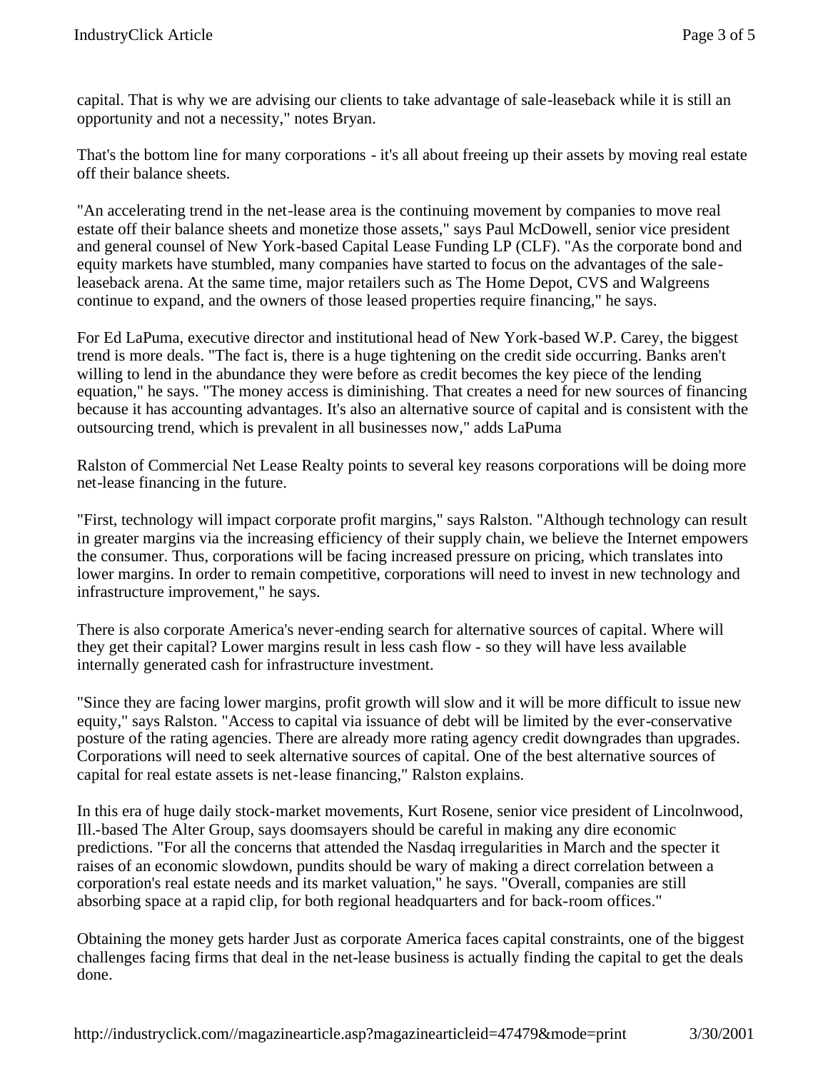capital. That is why we are advising our clients to take advantage of sale-leaseback while it is still an opportunity and not a necessity," notes Bryan.

That's the bottom line for many corporations - it's all about freeing up their assets by moving real estate off their balance sheets.

"An accelerating trend in the net-lease area is the continuing movement by companies to move real estate off their balance sheets and monetize those assets," says Paul McDowell, senior vice president and general counsel of New York-based Capital Lease Funding LP (CLF). "As the corporate bond and equity markets have stumbled, many companies have started to focus on the advantages of the sale-leaseback arena. At the same time, major retailers such as The Home Depot, CVS and Walgreens continue to expand, and the owners of those leased properties require financing," he says.

For Ed LaPuma, executive director and institutional head of New York-based W.P. Carey, the biggest trend is more deals. "The fact is, there is a huge tightening on the credit side occurring. Banks aren't willing to lend in the abundance they were before as credit becomes the key piece of the lending equation," he says. "The money access is diminishing. That creates a need for new sources of financing because it has accounting advantages. It's also an alternative source of capital and is consistent with the outsourcing trend, which is prevalent in all businesses now," adds LaPuma

Ralston of Commercial Net Lease Realty points to several key reasons corporations will be doing more net-lease financing in the future.

"First, technology will impact corporate profit margins," says Ralston. "Although technology can result in greater margins via the increasing efficiency of their supply chain, we believe the Internet empowers the consumer. Thus, corporations will be facing increased pressure on pricing, which translates into lower margins. In order to remain competitive, corporations will need to invest in new technology and infrastructure improvement," he says.

There is also corporate America's never-ending search for alternative sources of capital. Where will they get their capital? Lower margins result in less cash flow - so they will have less available internally generated cash for infrastructure investment.

"Since they are facing lower margins, profit growth will slow and it will be more difficult to issue new equity," says Ralston. "Access to capital via issuance of debt will be limited by the ever-conservative posture of the rating agencies. There are already more rating agency credit downgrades than upgrades. Corporations will need to seek alternative sources of capital. One of the best alternative sources of capital for real estate assets is net-lease financing," Ralston explains.

In this era of huge daily stock-market movements, Kurt Rosene, senior vice president of Lincolnwood, Ill.-based The Alter Group, says doomsayers should be careful in making any dire economic predictions. "For all the concerns that attended the Nasdaq irregularities in March and the specter it raises of an economic slowdown, pundits should be wary of making a direct correlation between a corporation's real estate needs and its market valuation," he says. "Overall, companies are still absorbing space at a rapid clip, for both regional headquarters and for back-room offices."

Obtaining the money gets harder Just as corporate America faces capital constraints, one of the biggest challenges facing firms that deal in the net-lease business is actually finding the capital to get the deals done.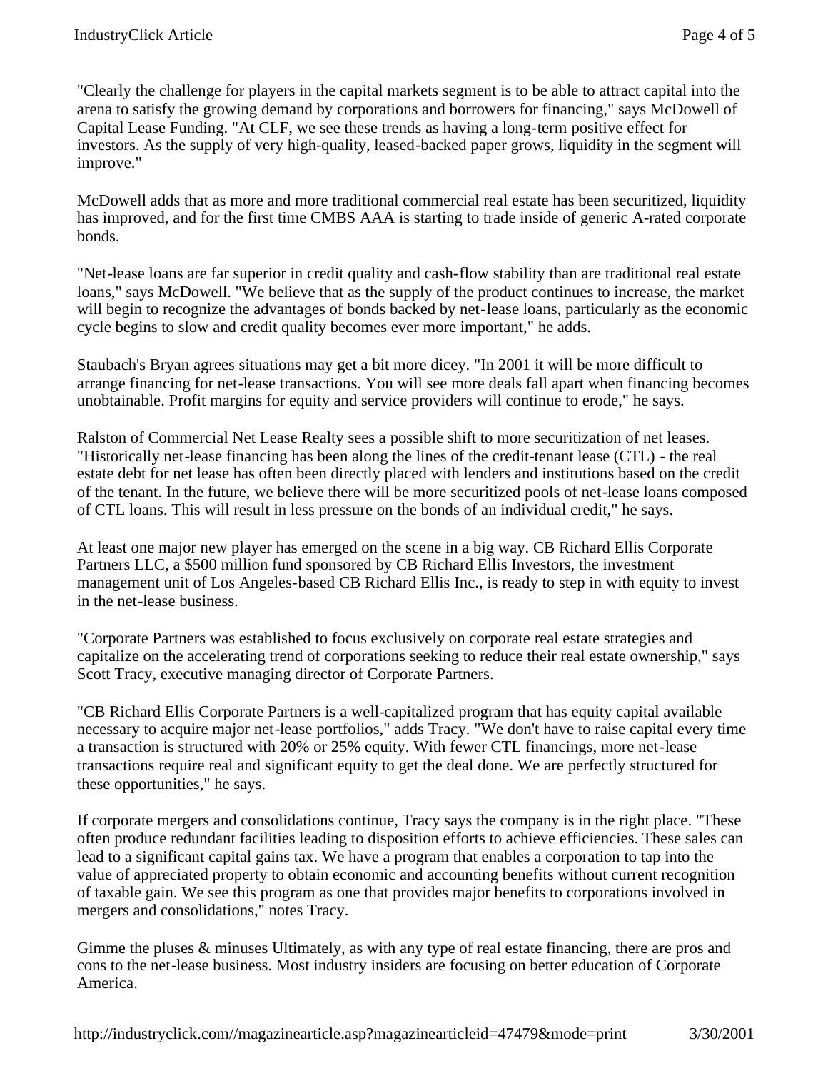"Clearly the challenge for players in the capital markets segment is to be able to attract capital into the arena to satisfy the growing demand by corporations and borrowers for financing," says McDowell of Capital Lease Funding. "At CLF, we see these trends as having a long-term positive effect for investors. As the supply of very high-quality, leased-backed paper grows, liquidity in the segment will improve."

McDowell adds that as more and more traditional commercial real estate has been securitized, liquidity has improved, and for the first time CMBS AAA is starting to trade inside of generic A-rated corporate bonds.

"Net-lease loans are far superior in credit quality and cash-flow stability than are traditional real estate loans," says McDowell. "We believe that as the supply of the product continues to increase, the market will begin to recognize the advantages of bonds backed by net-lease loans, particularly as the economic cycle begins to slow and credit quality becomes ever more important," he adds.

Staubach's Bryan agrees situations may get a bit more dicey. "In 2001 it will be more difficult to arrange financing for net-lease transactions. You will see more deals fall apart when financing becomes unobtainable. Profit margins for equity and service providers will continue to erode," he says.

Ralston of Commercial Net Lease Realty sees a possible shift to more securitization of net leases. "Historically net-lease financing has been along the lines of the credit-tenant lease (CTL) - the real estate debt for net lease has often been directly placed with lenders and institutions based on the credit of the tenant. In the future, we believe there will be more securitized pools of net-lease loans composed of CTL loans. This will result in less pressure on the bonds of an individual credit," he says.

At least one major new player has emerged on the scene in a big way. CB Richard Ellis Corporate Partners LLC, a $500 million fund sponsored by CB Richard Ellis Investors, the investment management unit of Los Angeles-based CB Richard Ellis Inc., is ready to step in with equity to invest in the net-lease business.

"Corporate Partners was established to focus exclusively on corporate real estate strategies and capitalize on the accelerating trend of corporations seeking to reduce their real estate ownership," says Scott Tracy, executive managing director of Corporate Partners.

"CB Richard Ellis Corporate Partners is a well-capitalized program that has equity capital available necessary to acquire major net-lease portfolios," adds Tracy. "We don't have to raise capital every time a transaction is structured with 20% or 25% equity. With fewer CTL financings, more net-lease transactions require real and significant equity to get the deal done. We are perfectly structured for these opportunities," he says.

If corporate mergers and consolidations continue, Tracy says the company is in the right place. "These often produce redundant facilities leading to disposition efforts to achieve efficiencies. These sales can lead to a significant capital gains tax. We have a program that enables a corporation to tap into the value of appreciated property to obtain economic and accounting benefits without current recognition of taxable gain. We see this program as one that provides major benefits to corporations involved in mergers and consolidations," notes Tracy.

Gimme the pluses & minuses Ultimately, as with any type of real estate financing, there are pros and cons to the net-lease business. Most industry insiders are focusing on better education of Corporate America.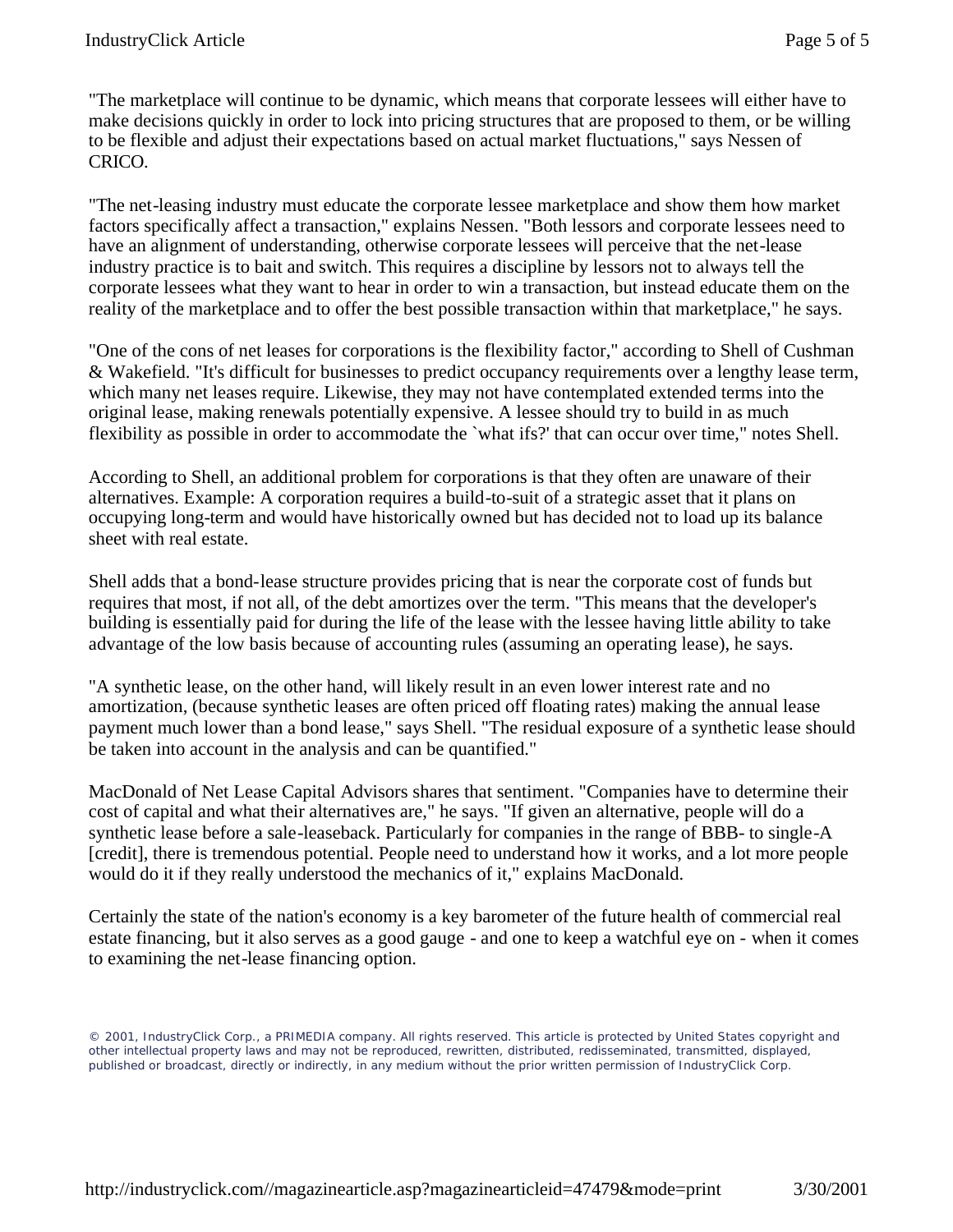"The marketplace will continue to be dynamic, which means that corporate lessees will either have to make decisions quickly in order to lock into pricing structures that are proposed to them, or be willing to be flexible and adjust their expectations based on actual market fluctuations," says Nessen of CRICO.

"The net-leasing industry must educate the corporate lessee marketplace and show them how market factors specifically affect a transaction," explains Nessen. "Both lessors and corporate lessees need to have an alignment of understanding, otherwise corporate lessees will perceive that the net-lease industry practice is to bait and switch. This requires a discipline by lessors not to always tell the corporate lessees what they want to hear in order to win a transaction, but instead educate them on the reality of the marketplace and to offer the best possible transaction within that marketplace," he says.

"One of the cons of net leases for corporations is the flexibility factor," according to Shell of Cushman & Wakefield. "It's difficult for businesses to predict occupancy requirements over a lengthy lease term, which many net leases require. Likewise, they may not have contemplated extended terms into the original lease, making renewals potentially expensive. A lessee should try to build in as much flexibility as possible in order to accommodate the `what ifs?' that can occur over time," notes Shell.

According to Shell, an additional problem for corporations is that they often are unaware of their alternatives. Example: A corporation requires a build-to-suit of a strategic asset that it plans on occupying long-term and would have historically owned but has decided not to load up its balance sheet with real estate.

Shell adds that a bond-lease structure provides pricing that is near the corporate cost of funds but requires that most, if not all, of the debt amortizes over the term. "This means that the developer's building is essentially paid for during the life of the lease with the lessee having little ability to take advantage of the low basis because of accounting rules (assuming an operating lease), he says.

"A synthetic lease, on the other hand, will likely result in an even lower interest rate and no amortization, (because synthetic leases are often priced off floating rates) making the annual lease payment much lower than a bond lease," says Shell. "The residual exposure of a synthetic lease should be taken into account in the analysis and can be quantified."

MacDonald of Net Lease Capital Advisors shares that sentiment. "Companies have to determine their cost of capital and what their alternatives are," he says. "If given an alternative, people will do a synthetic lease before a sale-leaseback. Particularly for companies in the range of BBB- to single-A [credit], there is tremendous potential. People need to understand how it works, and a lot more people would do it if they really understood the mechanics of it," explains MacDonald.

Certainly the state of the nation's economy is a key barometer of the future health of commercial real estate financing, but it also serves as a good gauge - and one to keep a watchful eye on - when it comes to examining the net-lease financing option.

© 2001, IndustryClick Corp., a PRIMEDIA company. All rights reserved. This article is protected by United States copyright and other intellectual property laws and may not be reproduced, rewritten, distributed, redisseminated, transmitted, displayed, published or broadcast, directly or indirectly, in any medium without the prior written permission of IndustryClick Corp.